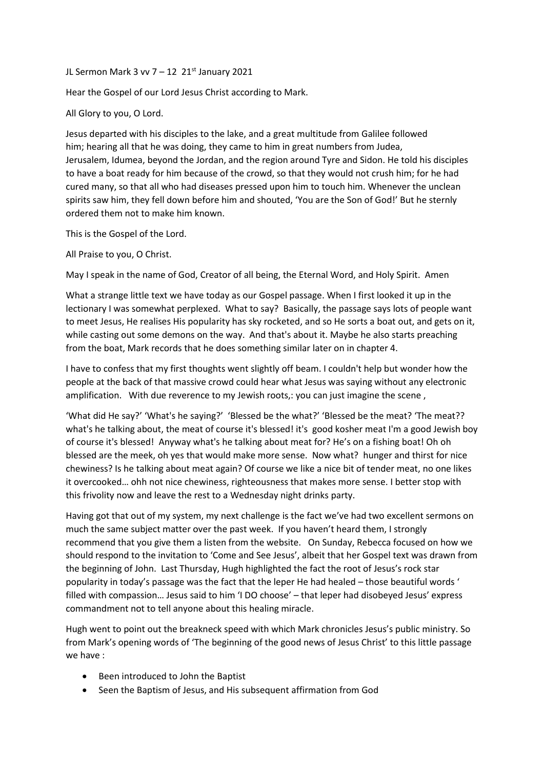JL Sermon Mark 3 vv 7 – 12 21st January 2021

Hear the Gospel of our Lord Jesus Christ according to Mark.

All Glory to you, O Lord.

Jesus departed with his disciples to the lake, and a great multitude from Galilee followed him; hearing all that he was doing, they came to him in great numbers from Judea, Jerusalem, Idumea, beyond the Jordan, and the region around Tyre and Sidon. He told his disciples to have a boat ready for him because of the crowd, so that they would not crush him; for he had cured many, so that all who had diseases pressed upon him to touch him. Whenever the unclean spirits saw him, they fell down before him and shouted, 'You are the Son of God!' But he sternly ordered them not to make him known.

This is the Gospel of the Lord.

All Praise to you, O Christ.

May I speak in the name of God, Creator of all being, the Eternal Word, and Holy Spirit. Amen

What a strange little text we have today as our Gospel passage. When I first looked it up in the lectionary I was somewhat perplexed. What to say? Basically, the passage says lots of people want to meet Jesus, He realises His popularity has sky rocketed, and so He sorts a boat out, and gets on it, while casting out some demons on the way. And that's about it. Maybe he also starts preaching from the boat, Mark records that he does something similar later on in chapter 4.

I have to confess that my first thoughts went slightly off beam. I couldn't help but wonder how the people at the back of that massive crowd could hear what Jesus was saying without any electronic amplification. With due reverence to my Jewish roots,: you can just imagine the scene ,

'What did He say?' 'What's he saying?' 'Blessed be the what?' 'Blessed be the meat? 'The meat?? what's he talking about, the meat of course it's blessed! it's good kosher meat I'm a good Jewish boy of course it's blessed! Anyway what's he talking about meat for? He's on a fishing boat! Oh oh blessed are the meek, oh yes that would make more sense. Now what? hunger and thirst for nice chewiness? Is he talking about meat again? Of course we like a nice bit of tender meat, no one likes it overcooked… ohh not nice chewiness, righteousness that makes more sense. I better stop with this frivolity now and leave the rest to a Wednesday night drinks party.

Having got that out of my system, my next challenge is the fact we've had two excellent sermons on much the same subject matter over the past week. If you haven't heard them, I strongly recommend that you give them a listen from the website. On Sunday, Rebecca focused on how we should respond to the invitation to 'Come and See Jesus', albeit that her Gospel text was drawn from the beginning of John. Last Thursday, Hugh highlighted the fact the root of Jesus's rock star popularity in today's passage was the fact that the leper He had healed – those beautiful words ' filled with compassion… Jesus said to him 'I DO choose' – that leper had disobeyed Jesus' express commandment not to tell anyone about this healing miracle.

Hugh went to point out the breakneck speed with which Mark chronicles Jesus's public ministry. So from Mark's opening words of 'The beginning of the good news of Jesus Christ' to this little passage we have :

- Been introduced to John the Baptist
- Seen the Baptism of Jesus, and His subsequent affirmation from God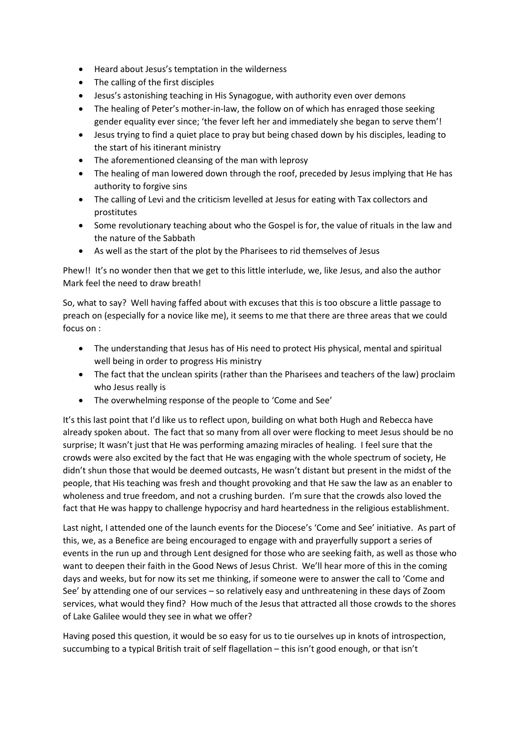- Heard about Jesus's temptation in the wilderness
- The calling of the first disciples
- Jesus's astonishing teaching in His Synagogue, with authority even over demons
- The healing of Peter's mother-in-law, the follow on of which has enraged those seeking gender equality ever since; 'the fever left her and immediately she began to serve them'!
- Jesus trying to find a quiet place to pray but being chased down by his disciples, leading to the start of his itinerant ministry
- The aforementioned cleansing of the man with leprosy
- The healing of man lowered down through the roof, preceded by Jesus implying that He has authority to forgive sins
- The calling of Levi and the criticism levelled at Jesus for eating with Tax collectors and prostitutes
- Some revolutionary teaching about who the Gospel is for, the value of rituals in the law and the nature of the Sabbath
- As well as the start of the plot by the Pharisees to rid themselves of Jesus

Phew!! It's no wonder then that we get to this little interlude, we, like Jesus, and also the author Mark feel the need to draw breath!

So, what to say? Well having faffed about with excuses that this is too obscure a little passage to preach on (especially for a novice like me), it seems to me that there are three areas that we could focus on :

- The understanding that Jesus has of His need to protect His physical, mental and spiritual well being in order to progress His ministry
- The fact that the unclean spirits (rather than the Pharisees and teachers of the law) proclaim who Jesus really is
- The overwhelming response of the people to 'Come and See'

It's this last point that I'd like us to reflect upon, building on what both Hugh and Rebecca have already spoken about. The fact that so many from all over were flocking to meet Jesus should be no surprise; It wasn't just that He was performing amazing miracles of healing. I feel sure that the crowds were also excited by the fact that He was engaging with the whole spectrum of society, He didn't shun those that would be deemed outcasts, He wasn't distant but present in the midst of the people, that His teaching was fresh and thought provoking and that He saw the law as an enabler to wholeness and true freedom, and not a crushing burden. I'm sure that the crowds also loved the fact that He was happy to challenge hypocrisy and hard heartedness in the religious establishment.

Last night, I attended one of the launch events for the Diocese's 'Come and See' initiative. As part of this, we, as a Benefice are being encouraged to engage with and prayerfully support a series of events in the run up and through Lent designed for those who are seeking faith, as well as those who want to deepen their faith in the Good News of Jesus Christ. We'll hear more of this in the coming days and weeks, but for now its set me thinking, if someone were to answer the call to 'Come and See' by attending one of our services – so relatively easy and unthreatening in these days of Zoom services, what would they find? How much of the Jesus that attracted all those crowds to the shores of Lake Galilee would they see in what we offer?

Having posed this question, it would be so easy for us to tie ourselves up in knots of introspection, succumbing to a typical British trait of self flagellation – this isn't good enough, or that isn't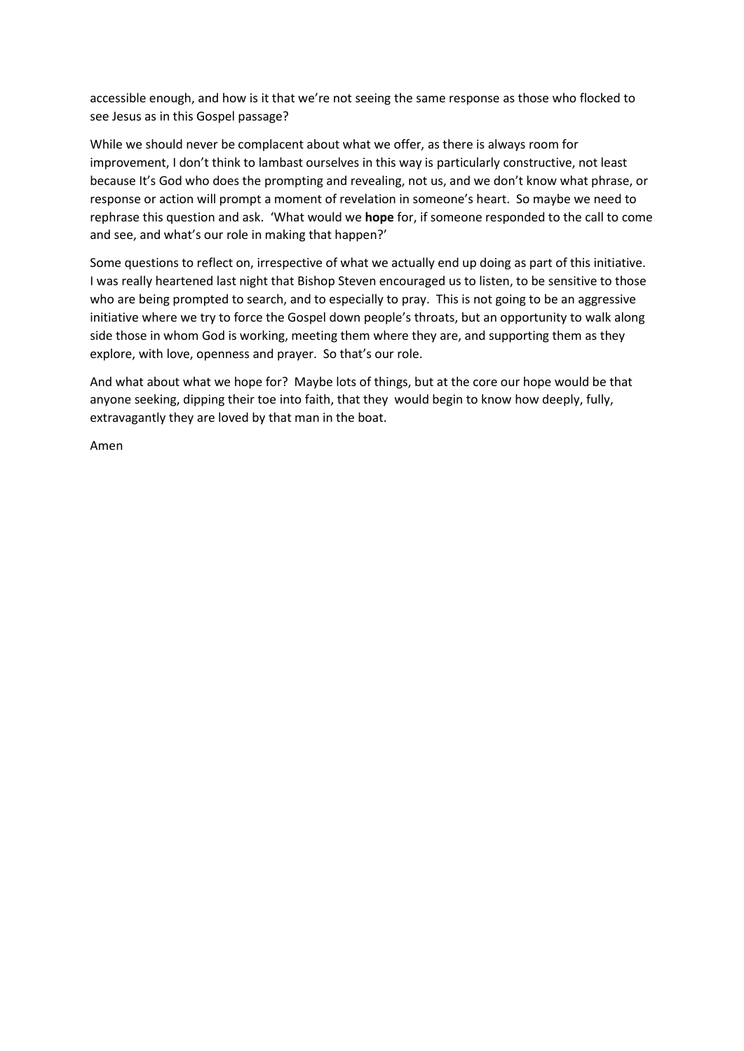accessible enough, and how is it that we're not seeing the same response as those who flocked to see Jesus as in this Gospel passage?

While we should never be complacent about what we offer, as there is always room for improvement, I don't think to lambast ourselves in this way is particularly constructive, not least because It's God who does the prompting and revealing, not us, and we don't know what phrase, or response or action will prompt a moment of revelation in someone's heart. So maybe we need to rephrase this question and ask. 'What would we **hope** for, if someone responded to the call to come and see, and what's our role in making that happen?'

Some questions to reflect on, irrespective of what we actually end up doing as part of this initiative. I was really heartened last night that Bishop Steven encouraged us to listen, to be sensitive to those who are being prompted to search, and to especially to pray. This is not going to be an aggressive initiative where we try to force the Gospel down people's throats, but an opportunity to walk along side those in whom God is working, meeting them where they are, and supporting them as they explore, with love, openness and prayer. So that's our role.

And what about what we hope for? Maybe lots of things, but at the core our hope would be that anyone seeking, dipping their toe into faith, that they would begin to know how deeply, fully, extravagantly they are loved by that man in the boat.

Amen